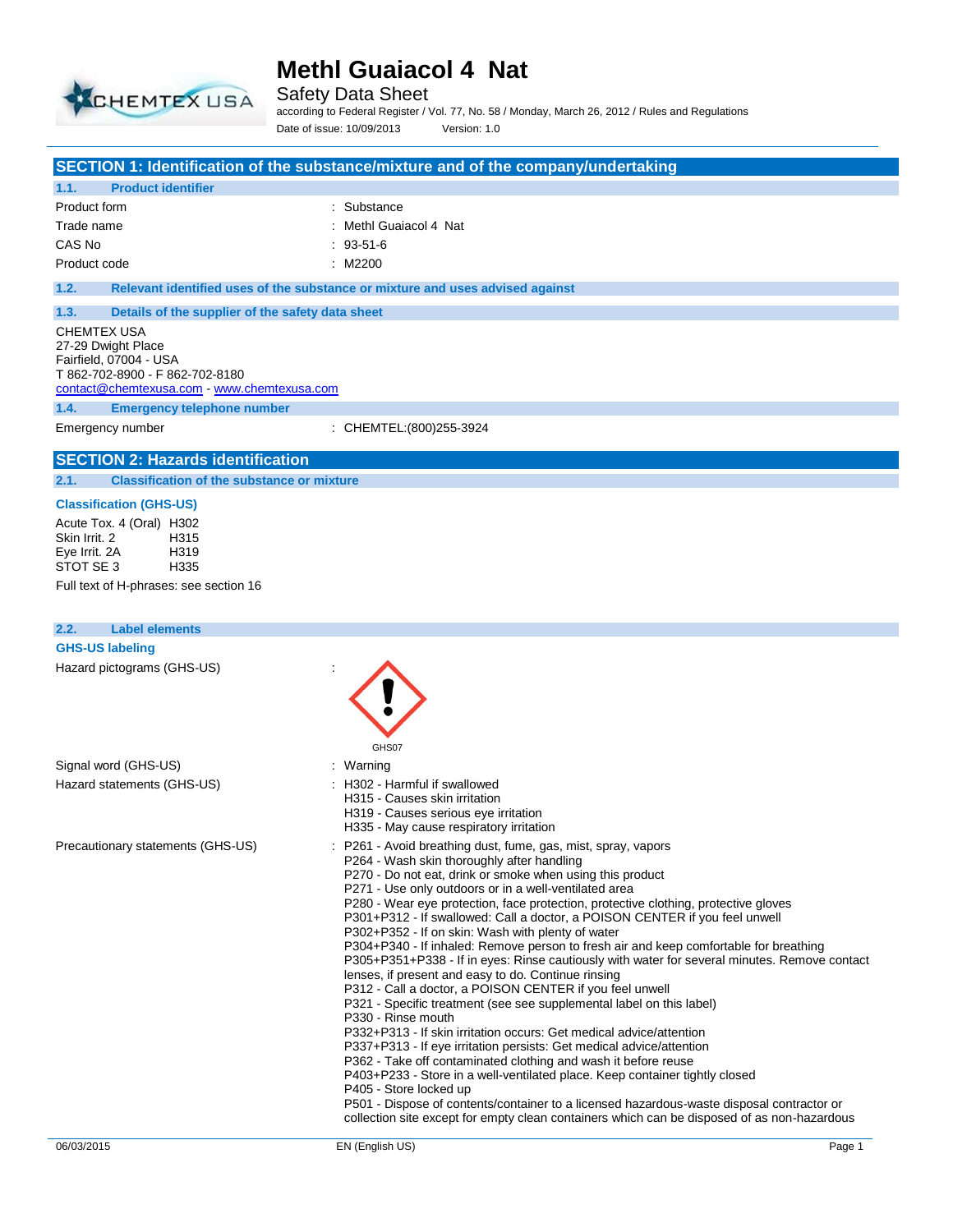# Methl Guaiacol 4 Nat

Safety Data Sheet

according to Federal Register / Vol. 77, No. 58 / Monday, March 26, 2012 / Rules and Regulations

Date of issue: 10/09/2013 Version: 1.0

## SECTION 1: Identification of the substance/mixture and of the company/undertaking

### 1.1. Product identifier

| | |
|---|---|
| Product form | : Substance |
| Trade name | : Methl Guaiacol 4 Nat |
| CAS No | : 93-51-6 |
| Product code | : M2200 |

### 1.2. Relevant identified uses of the substance or mixture and uses advised against

### 1.3. Details of the supplier of the safety data sheet

CHEMTEX USA
27-29 Dwight Place
Fairfield, 07004 - USA
T 862-702-8900 - F 862-702-8180
contact@chemtexusa.com - www.chemtexusa.com

### 1.4. Emergency telephone number

| | |
|---|---|
| Emergency number | : CHEMTEL:(800)255-3924 |

## SECTION 2: Hazards identification

### 2.1. Classification of the substance or mixture

**Classification (GHS-US)**

| | |
|---|---|
| Acute Tox. 4 (Oral) | H302 |
| Skin Irrit. 2 | H315 |
| Eye Irrit. 2A | H319 |
| STOT SE 3 | H335 |

Full text of H-phrases: see section 16

### 2.2. Label elements

**GHS-US labeling**

Hazard pictograms (GHS-US) :

GHS07

Signal word (GHS-US) : Warning

Hazard statements (GHS-US) :
- H302 - Harmful if swallowed
- H315 - Causes skin irritation
- H319 - Causes serious eye irritation
- H335 - May cause respiratory irritation

Precautionary statements (GHS-US) :
- P261 - Avoid breathing dust, fume, gas, mist, spray, vapors
- P264 - Wash skin thoroughly after handling
- P270 - Do not eat, drink or smoke when using this product
- P271 - Use only outdoors or in a well-ventilated area
- P280 - Wear eye protection, face protection, protective clothing, protective gloves
- P301+P312 - If swallowed: Call a doctor, a POISON CENTER if you feel unwell
- P302+P352 - If on skin: Wash with plenty of water
- P304+P340 - If inhaled: Remove person to fresh air and keep comfortable for breathing
- P305+P351+P338 - If in eyes: Rinse cautiously with water for several minutes. Remove contact lenses, if present and easy to do. Continue rinsing
- P312 - Call a doctor, a POISON CENTER if you feel unwell
- P321 - Specific treatment (see see supplemental label on this label)
- P330 - Rinse mouth
- P332+P313 - If skin irritation occurs: Get medical advice/attention
- P337+P313 - If eye irritation persists: Get medical advice/attention
- P362 - Take off contaminated clothing and wash it before reuse
- P403+P233 - Store in a well-ventilated place. Keep container tightly closed
- P405 - Store locked up
- P501 - Dispose of contents/container to a licensed hazardous-waste disposal contractor or collection site except for empty clean containers which can be disposed of as non-hazardous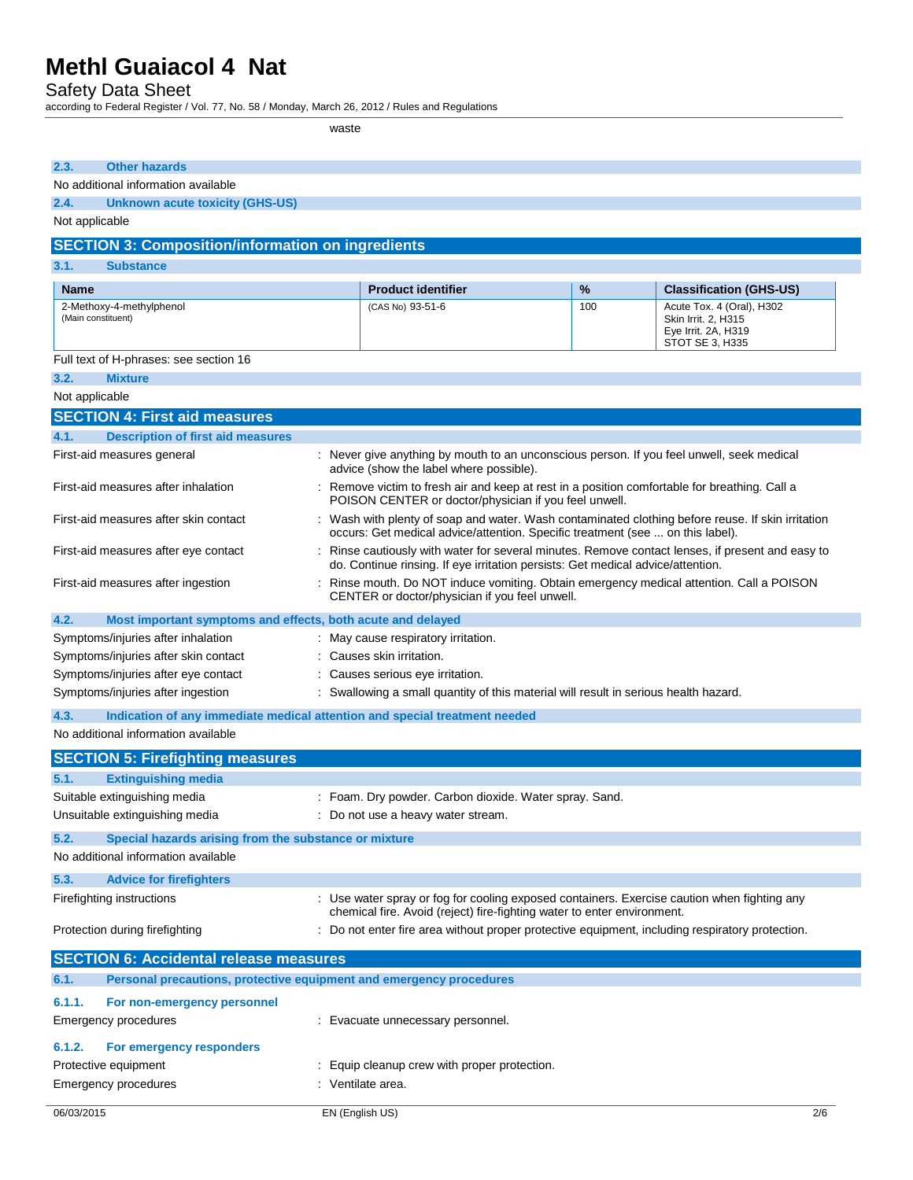waste

### 2.3. Other hazards

No additional information available

### 2.4. Unknown acute toxicity (GHS-US)

Not applicable

## SECTION 3: Composition/information on ingredients

### 3.1. Substance

| Name | Product identifier | % | Classification (GHS-US) |
|---|---|---|---|
| 2-Methoxy-4-methylphenol (Main constituent) | (CAS No) 93-51-6 | 100 | Acute Tox. 4 (Oral), H302<br>Skin Irrit. 2, H315<br>Eye Irrit. 2A, H319<br>STOT SE 3, H335 |

Full text of H-phrases: see section 16

### 3.2. Mixture

Not applicable

## SECTION 4: First aid measures

### 4.1. Description of first aid measures

First-aid measures general : Never give anything by mouth to an unconscious person. If you feel unwell, seek medical advice (show the label where possible).

First-aid measures after inhalation : Remove victim to fresh air and keep at rest in a position comfortable for breathing. Call a POISON CENTER or doctor/physician if you feel unwell.

First-aid measures after skin contact : Wash with plenty of soap and water. Wash contaminated clothing before reuse. If skin irritation occurs: Get medical advice/attention. Specific treatment (see ... on this label).

First-aid measures after eye contact : Rinse cautiously with water for several minutes. Remove contact lenses, if present and easy to do. Continue rinsing. If eye irritation persists: Get medical advice/attention.

First-aid measures after ingestion : Rinse mouth. Do NOT induce vomiting. Obtain emergency medical attention. Call a POISON CENTER or doctor/physician if you feel unwell.

### 4.2. Most important symptoms and effects, both acute and delayed

Symptoms/injuries after inhalation : May cause respiratory irritation.

Symptoms/injuries after skin contact : Causes skin irritation.

Symptoms/injuries after eye contact : Causes serious eye irritation.

Symptoms/injuries after ingestion : Swallowing a small quantity of this material will result in serious health hazard.

### 4.3. Indication of any immediate medical attention and special treatment needed

No additional information available

## SECTION 5: Firefighting measures

### 5.1. Extinguishing media

Suitable extinguishing media : Foam. Dry powder. Carbon dioxide. Water spray. Sand.

Unsuitable extinguishing media : Do not use a heavy water stream.

### 5.2. Special hazards arising from the substance or mixture

No additional information available

### 5.3. Advice for firefighters

Firefighting instructions : Use water spray or fog for cooling exposed containers. Exercise caution when fighting any chemical fire. Avoid (reject) fire-fighting water to enter environment.

Protection during firefighting : Do not enter fire area without proper protective equipment, including respiratory protection.

## SECTION 6: Accidental release measures

### 6.1. Personal precautions, protective equipment and emergency procedures

#### 6.1.1. For non-emergency personnel

Emergency procedures : Evacuate unnecessary personnel.

#### 6.1.2. For emergency responders

Protective equipment : Equip cleanup crew with proper protection.

Emergency procedures : Ventilate area.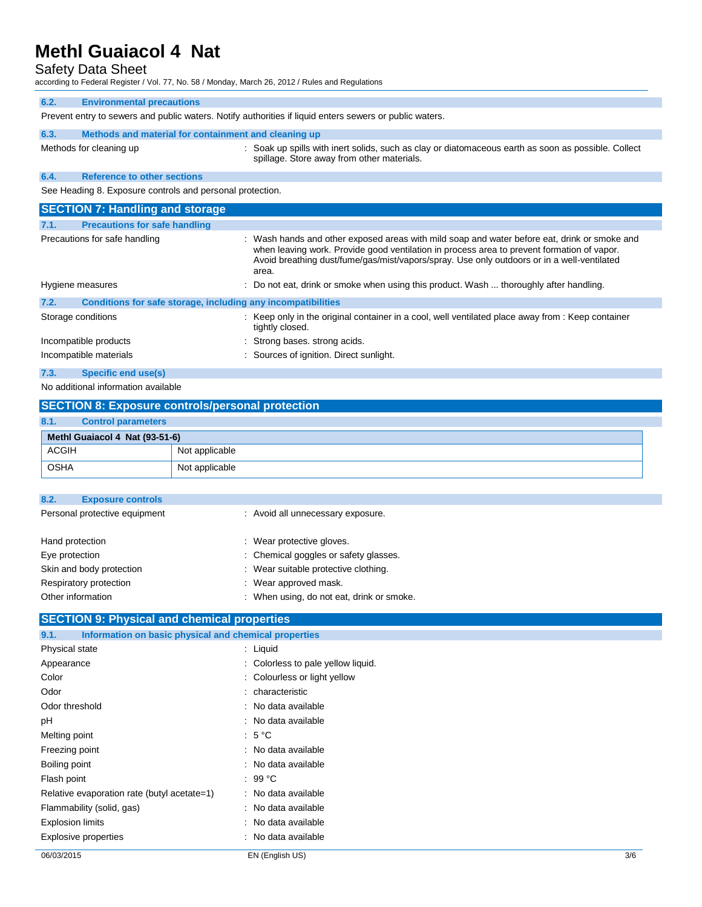### 6.2. Environmental precautions

Prevent entry to sewers and public waters. Notify authorities if liquid enters sewers or public waters.

### 6.3. Methods and material for containment and cleaning up

Methods for cleaning up : Soak up spills with inert solids, such as clay or diatomaceous earth as soon as possible. Collect spillage. Store away from other materials.

### 6.4. Reference to other sections

See Heading 8. Exposure controls and personal protection.

## SECTION 7: Handling and storage

### 7.1. Precautions for safe handling

Precautions for safe handling : Wash hands and other exposed areas with mild soap and water before eat, drink or smoke and when leaving work. Provide good ventilation in process area to prevent formation of vapor. Avoid breathing dust/fume/gas/mist/vapors/spray. Use only outdoors or in a well-ventilated area.

Hygiene measures : Do not eat, drink or smoke when using this product. Wash ... thoroughly after handling.

### 7.2. Conditions for safe storage, including any incompatibilities

Storage conditions : Keep only in the original container in a cool, well ventilated place away from : Keep container tightly closed.

Incompatible products : Strong bases. strong acids.

Incompatible materials : Sources of ignition. Direct sunlight.

### 7.3. Specific end use(s)

No additional information available

## SECTION 8: Exposure controls/personal protection

### 8.1. Control parameters

| Methl Guaiacol 4 Nat (93-51-6) | |
|---|---|
| ACGIH | Not applicable |
| OSHA | Not applicable |

### 8.2. Exposure controls

Personal protective equipment : Avoid all unnecessary exposure.

Hand protection : Wear protective gloves.

Eye protection : Chemical goggles or safety glasses.

Skin and body protection : Wear suitable protective clothing.

Respiratory protection : Wear approved mask.

Other information : When using, do not eat, drink or smoke.

## SECTION 9: Physical and chemical properties

### 9.1. Information on basic physical and chemical properties

Physical state : Liquid

Appearance : Colorless to pale yellow liquid.

Color : Colourless or light yellow

Odor : characteristic

Odor threshold : No data available

pH : No data available

Melting point : 5 °C

Freezing point : No data available

Boiling point : No data available

Flash point : 99 °C

Relative evaporation rate (butyl acetate=1) : No data available

Flammability (solid, gas) : No data available

Explosion limits : No data available

Explosive properties : No data available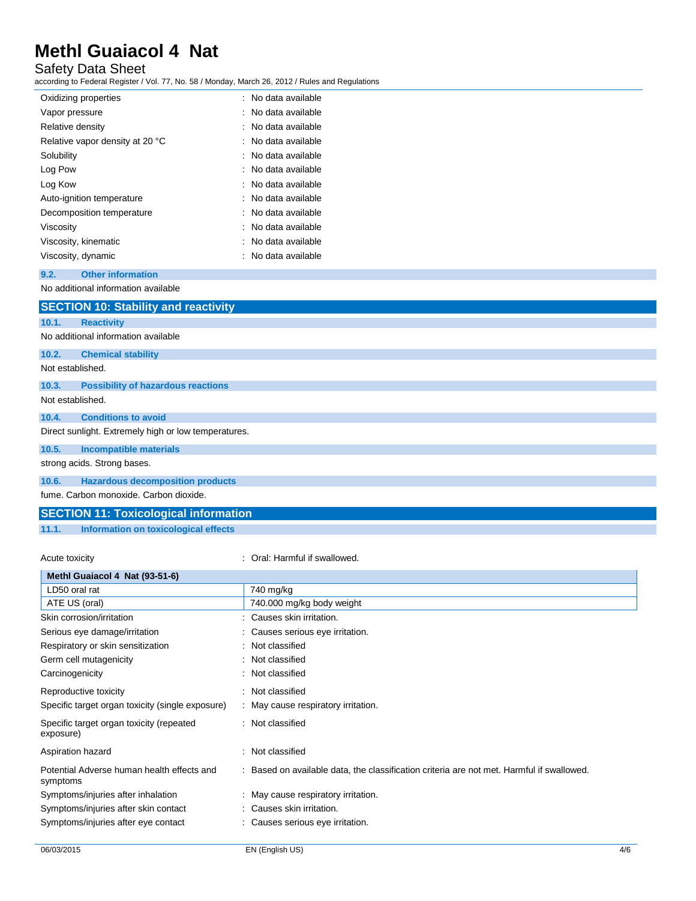| | |
|---|---|
| Oxidizing properties | : No data available |
| Vapor pressure | : No data available |
| Relative density | : No data available |
| Relative vapor density at 20 °C | : No data available |
| Solubility | : No data available |
| Log Pow | : No data available |
| Log Kow | : No data available |
| Auto-ignition temperature | : No data available |
| Decomposition temperature | : No data available |
| Viscosity | : No data available |
| Viscosity, kinematic | : No data available |
| Viscosity, dynamic | : No data available |

### 9.2. Other information

No additional information available

## SECTION 10: Stability and reactivity

### 10.1. Reactivity

No additional information available

### 10.2. Chemical stability

Not established.

### 10.3. Possibility of hazardous reactions

Not established.

### 10.4. Conditions to avoid

Direct sunlight. Extremely high or low temperatures.

### 10.5. Incompatible materials

strong acids. Strong bases.

### 10.6. Hazardous decomposition products

fume. Carbon monoxide. Carbon dioxide.

## SECTION 11: Toxicological information

### 11.1. Information on toxicological effects

Acute toxicity : Oral: Harmful if swallowed.

| Methl Guaiacol 4 Nat (93-51-6) | |
|---|---|
| LD50 oral rat | 740 mg/kg |
| ATE US (oral) | 740.000 mg/kg body weight |

| | |
|---|---|
| Skin corrosion/irritation | : Causes skin irritation. |
| Serious eye damage/irritation | : Causes serious eye irritation. |
| Respiratory or skin sensitization | : Not classified |
| Germ cell mutagenicity | : Not classified |
| Carcinogenicity | : Not classified |
| Reproductive toxicity | : Not classified |
| Specific target organ toxicity (single exposure) | : May cause respiratory irritation. |
| Specific target organ toxicity (repeated exposure) | : Not classified |
| Aspiration hazard | : Not classified |
| Potential Adverse human health effects and symptoms | : Based on available data, the classification criteria are not met. Harmful if swallowed. |
| Symptoms/injuries after inhalation | : May cause respiratory irritation. |
| Symptoms/injuries after skin contact | : Causes skin irritation. |
| Symptoms/injuries after eye contact | : Causes serious eye irritation. |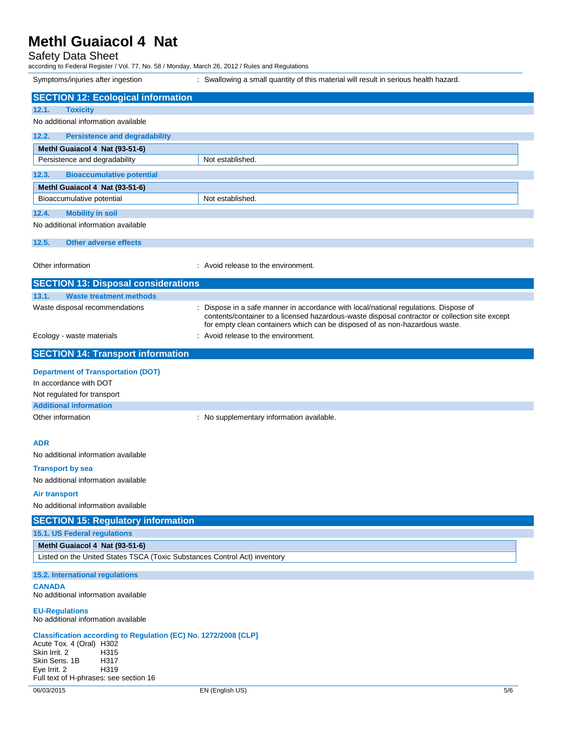| | |
|---|---|
| Symptoms/injuries after ingestion | : Swallowing a small quantity of this material will result in serious health hazard. |

## SECTION 12: Ecological information

### 12.1. Toxicity

No additional information available

### 12.2. Persistence and degradability

| Methl Guaiacol 4 Nat (93-51-6) | |
|---|---|
| Persistence and degradability | Not established. |

### 12.3. Bioaccumulative potential

| Methl Guaiacol 4 Nat (93-51-6) | |
|---|---|
| Bioaccumulative potential | Not established. |

### 12.4. Mobility in soil

No additional information available

### 12.5. Other adverse effects

| | |
|---|---|
| Other information | : Avoid release to the environment. |

## SECTION 13: Disposal considerations

### 13.1. Waste treatment methods

| | |
|---|---|
| Waste disposal recommendations | : Dispose in a safe manner in accordance with local/national regulations. Dispose of contents/container to a licensed hazardous-waste disposal contractor or collection site except for empty clean containers which can be disposed of as non-hazardous waste. |
| Ecology - waste materials | : Avoid release to the environment. |

## SECTION 14: Transport information

**Department of Transportation (DOT)**

In accordance with DOT

Not regulated for transport

**Additional information**

| | |
|---|---|
| Other information | : No supplementary information available. |

**ADR**

No additional information available

**Transport by sea**

No additional information available

**Air transport**

No additional information available

## SECTION 15: Regulatory information

### 15.1. US Federal regulations

| Methl Guaiacol 4 Nat (93-51-6) |
|---|
| Listed on the United States TSCA (Toxic Substances Control Act) inventory |

### 15.2. International regulations

**CANADA**

No additional information available

**EU-Regulations**

No additional information available

**Classification according to Regulation (EC) No. 1272/2008 [CLP]**

| | |
|---|---|
| Acute Tox. 4 (Oral) | H302 |
| Skin Irrit. 2 | H315 |
| Skin Sens. 1B | H317 |
| Eye Irrit. 2 | H319 |

Full text of H-phrases: see section 16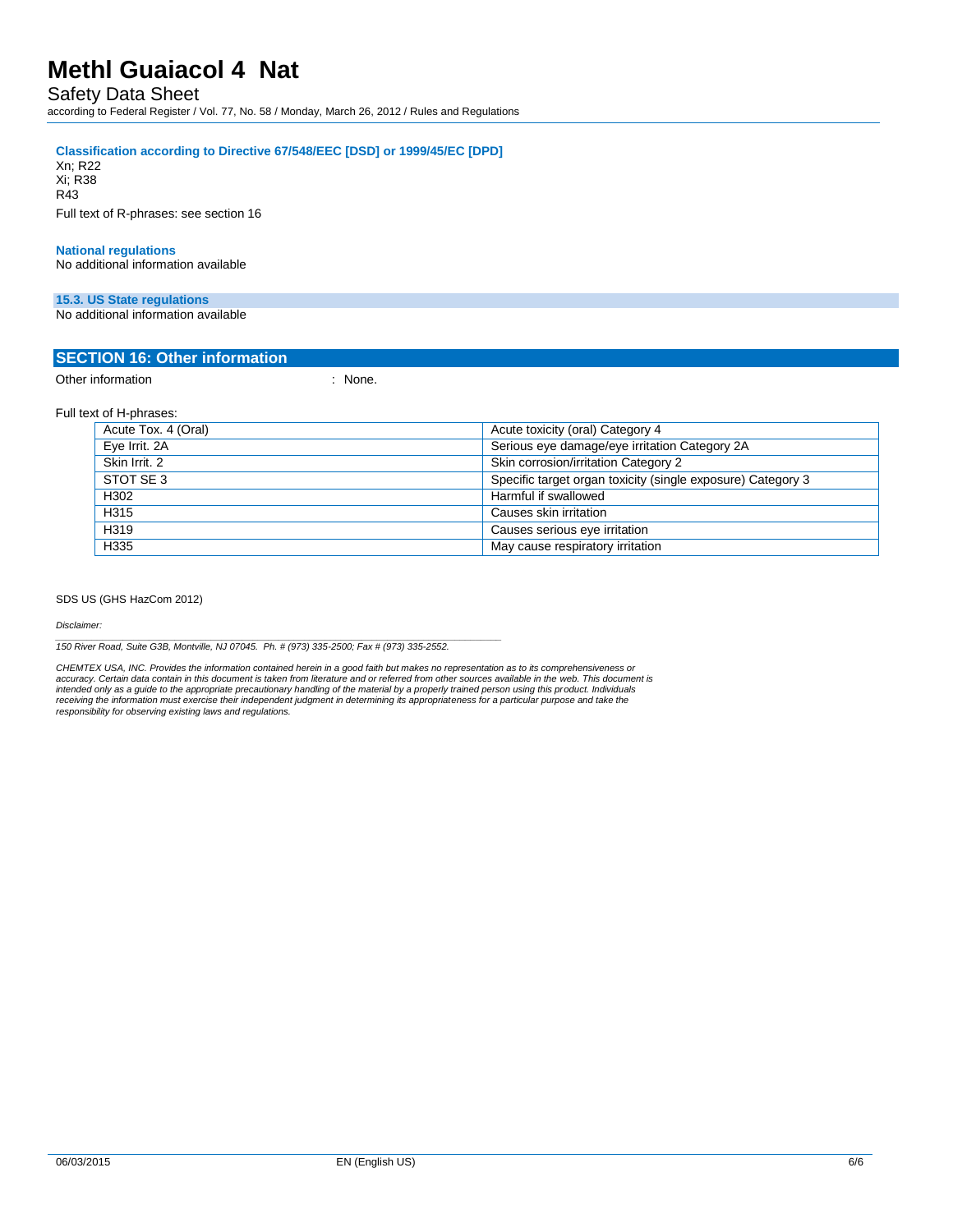#### Classification according to Directive 67/548/EEC [DSD] or 1999/45/EC [DPD]

Xn; R22
Xi; R38
R43

Full text of R-phrases: see section 16

#### National regulations

No additional information available

### 15.3. US State regulations

No additional information available

## SECTION 16: Other information

Other information : None.

Full text of H-phrases:

| | |
|---|---|
| Acute Tox. 4 (Oral) | Acute toxicity (oral) Category 4 |
| Eye Irrit. 2A | Serious eye damage/eye irritation Category 2A |
| Skin Irrit. 2 | Skin corrosion/irritation Category 2 |
| STOT SE 3 | Specific target organ toxicity (single exposure) Category 3 |
| H302 | Harmful if swallowed |
| H315 | Causes skin irritation |
| H319 | Causes serious eye irritation |
| H335 | May cause respiratory irritation |

SDS US (GHS HazCom 2012)

*Disclaimer:*

*150 River Road, Suite G3B, Montville, NJ 07045. Ph. # (973) 335-2500; Fax # (973) 335-2552.*

*CHEMTEX USA, INC. Provides the information contained herein in a good faith but makes no representation as to its comprehensiveness or accuracy. Certain data contain in this document is taken from literature and or referred from other sources available in the web. This document is intended only as a guide to the appropriate precautionary handling of the material by a properly trained person using this product. Individuals receiving the information must exercise their independent judgment in determining its appropriateness for a particular purpose and take the responsibility for observing existing laws and regulations.*